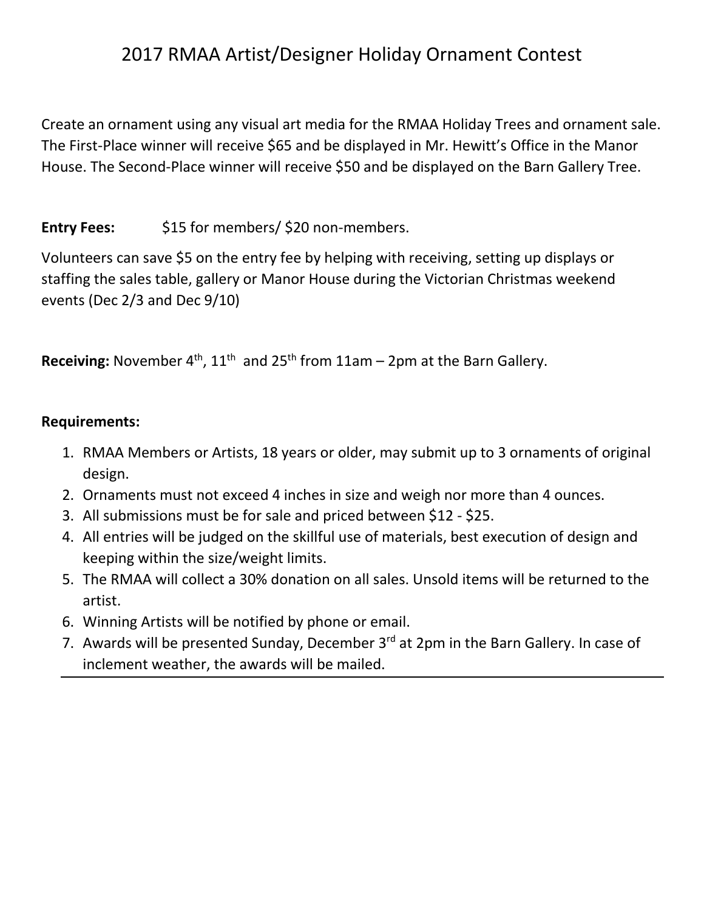# 2017 RMAA Artist/Designer Holiday Ornament Contest

Create an ornament using any visual art media for the RMAA Holiday Trees and ornament sale. The First-Place winner will receive $65 and be displayed in Mr. Hewitt's Office in the Manor House. The Second-Place winner will receive $50 and be displayed on the Barn Gallery Tree.

**Entry Fees:** $15 for members/ $20 non-members.

Volunteers can save $5 on the entry fee by helping with receiving, setting up displays or staffing the sales table, gallery or Manor House during the Victorian Christmas weekend events (Dec 2/3 and Dec 9/10)

**Receiving:** November 4th, 11th and 25th from 11am – 2pm at the Barn Gallery.

**Requirements:**

1. RMAA Members or Artists, 18 years or older, may submit up to 3 ornaments of original design.
2. Ornaments must not exceed 4 inches in size and weigh nor more than 4 ounces.
3. All submissions must be for sale and priced between $12 - $25.
4. All entries will be judged on the skillful use of materials, best execution of design and keeping within the size/weight limits.
5. The RMAA will collect a 30% donation on all sales. Unsold items will be returned to the artist.
6. Winning Artists will be notified by phone or email.
7. Awards will be presented Sunday, December 3rd at 2pm in the Barn Gallery. In case of inclement weather, the awards will be mailed.

---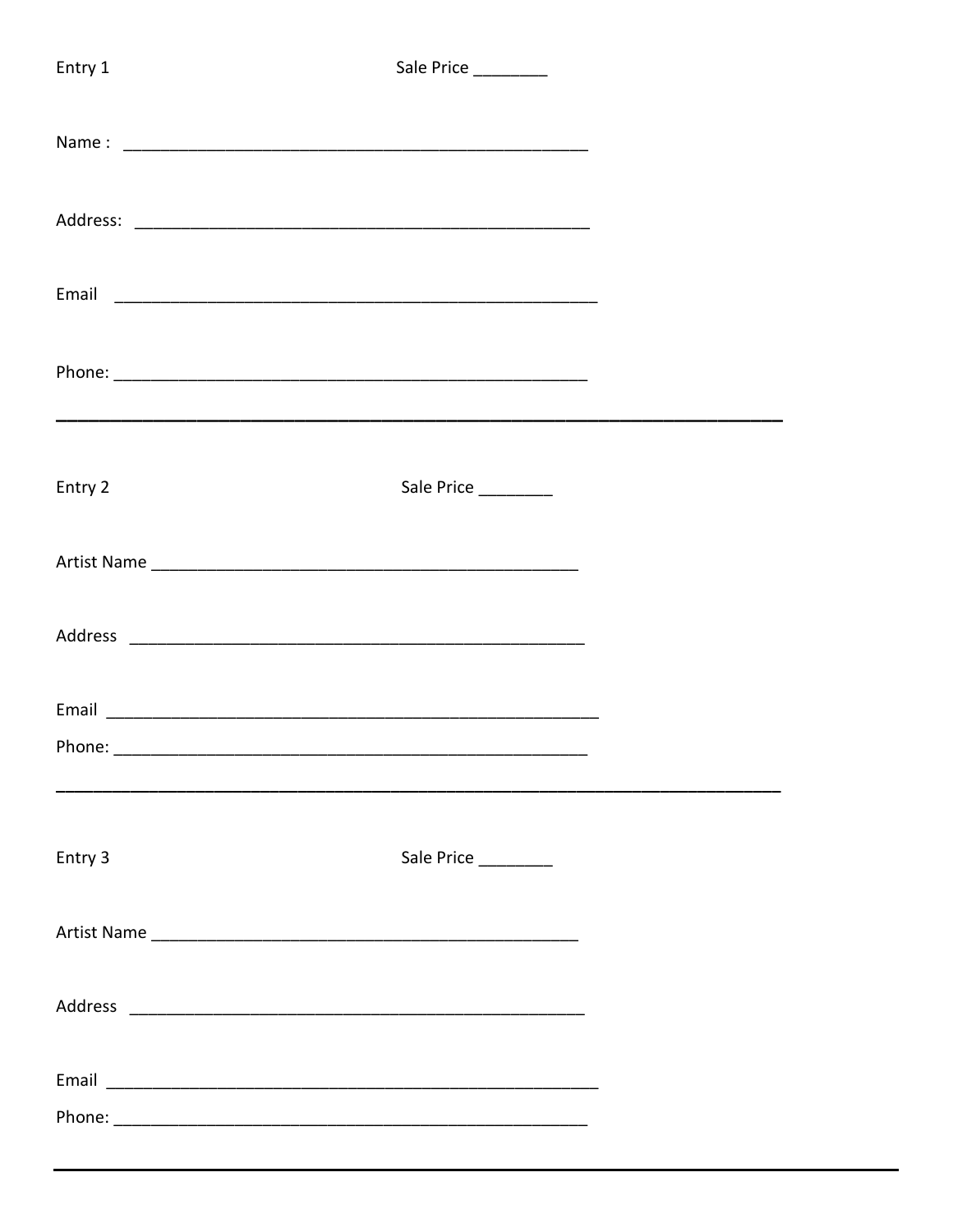Entry 1 Sale Price ________

Name : ____________________________________________________

Address: ___________________________________________________

Email ______________________________________________________

Phone: _____________________________________________________

---

Entry 2 Sale Price ________

Artist Name ________________________________________________

Address ___________________________________________________

Email ______________________________________________________

Phone: _____________________________________________________

---

Entry 3 Sale Price ________

Artist Name ________________________________________________

Address ___________________________________________________

Email ______________________________________________________

Phone: _____________________________________________________

---